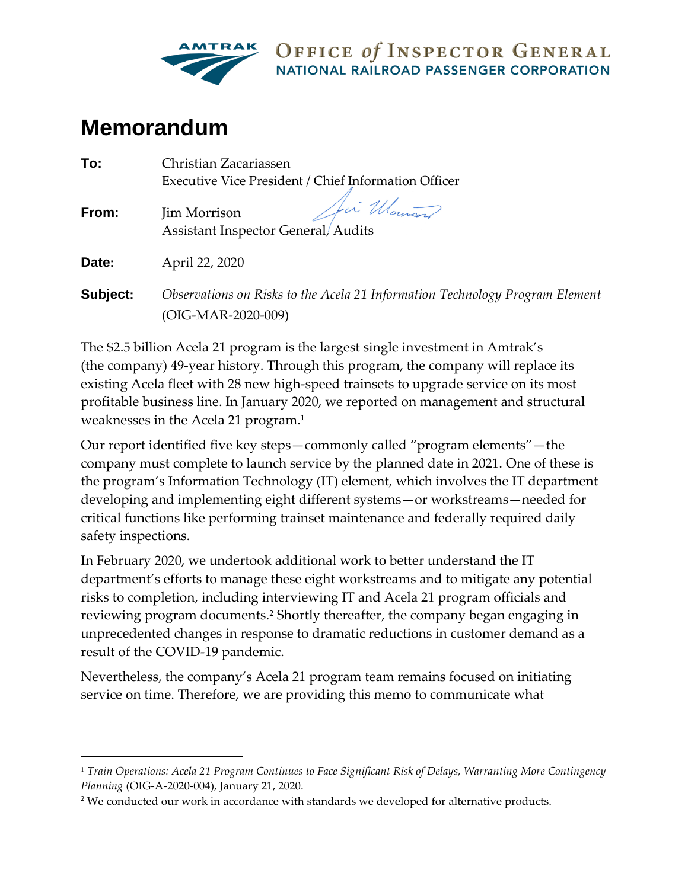AMTRAK OFFICE *of* INSPECTOR GENERAL
NATIONAL RAILROAD PASSENGER CORPORATION

# Memorandum

**To:** Christian Zacariassen
Executive Vice President / Chief Information Officer

**From:** Jim Morrison
Assistant Inspector General, Audits

**Date:** April 22, 2020

**Subject:** *Observations on Risks to the Acela 21 Information Technology Program Element* (OIG-MAR-2020-009)

The $2.5 billion Acela 21 program is the largest single investment in Amtrak's (the company) 49-year history. Through this program, the company will replace its existing Acela fleet with 28 new high-speed trainsets to upgrade service on its most profitable business line. In January 2020, we reported on management and structural weaknesses in the Acela 21 program.[1]

Our report identified five key steps—commonly called "program elements"—the company must complete to launch service by the planned date in 2021. One of these is the program's Information Technology (IT) element, which involves the IT department developing and implementing eight different systems—or workstreams—needed for critical functions like performing trainset maintenance and federally required daily safety inspections.

In February 2020, we undertook additional work to better understand the IT department's efforts to manage these eight workstreams and to mitigate any potential risks to completion, including interviewing IT and Acela 21 program officials and reviewing program documents.[2] Shortly thereafter, the company began engaging in unprecedented changes in response to dramatic reductions in customer demand as a result of the COVID-19 pandemic.

Nevertheless, the company's Acela 21 program team remains focused on initiating service on time. Therefore, we are providing this memo to communicate what

---

[1] *Train Operations: Acela 21 Program Continues to Face Significant Risk of Delays, Warranting More Contingency Planning* (OIG-A-2020-004), January 21, 2020.

[2] We conducted our work in accordance with standards we developed for alternative products.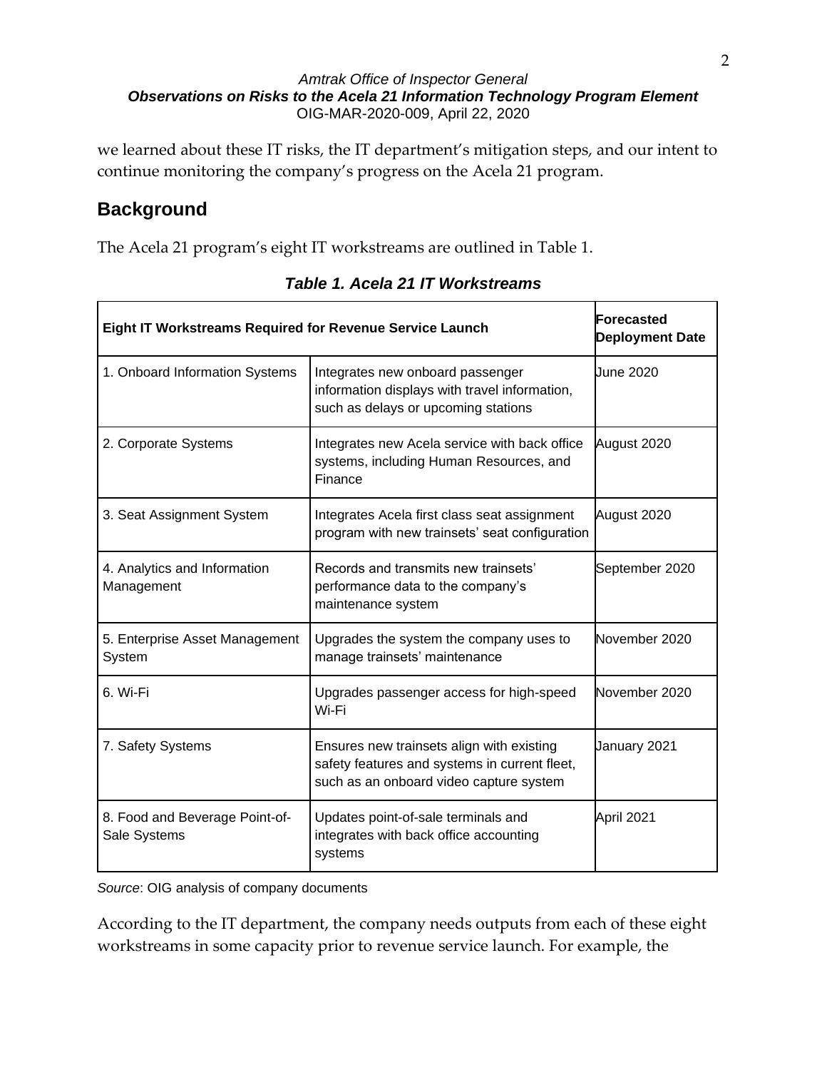we learned about these IT risks, the IT department's mitigation steps, and our intent to continue monitoring the company's progress on the Acela 21 program.

## Background

The Acela 21 program's eight IT workstreams are outlined in Table 1.

***Table 1. Acela 21 IT Workstreams***

| **Eight IT Workstreams Required for Revenue Service Launch** | | **Forecasted Deployment Date** |
|---|---|---|
| 1. Onboard Information Systems | Integrates new onboard passenger information displays with travel information, such as delays or upcoming stations | June 2020 |
| 2. Corporate Systems | Integrates new Acela service with back office systems, including Human Resources, and Finance | August 2020 |
| 3. Seat Assignment System | Integrates Acela first class seat assignment program with new trainsets' seat configuration | August 2020 |
| 4. Analytics and Information Management | Records and transmits new trainsets' performance data to the company's maintenance system | September 2020 |
| 5. Enterprise Asset Management System | Upgrades the system the company uses to manage trainsets' maintenance | November 2020 |
| 6. Wi-Fi | Upgrades passenger access for high-speed Wi-Fi | November 2020 |
| 7. Safety Systems | Ensures new trainsets align with existing safety features and systems in current fleet, such as an onboard video capture system | January 2021 |
| 8. Food and Beverage Point-of-Sale Systems | Updates point-of-sale terminals and integrates with back office accounting systems | April 2021 |

*Source*: OIG analysis of company documents

According to the IT department, the company needs outputs from each of these eight workstreams in some capacity prior to revenue service launch. For example, the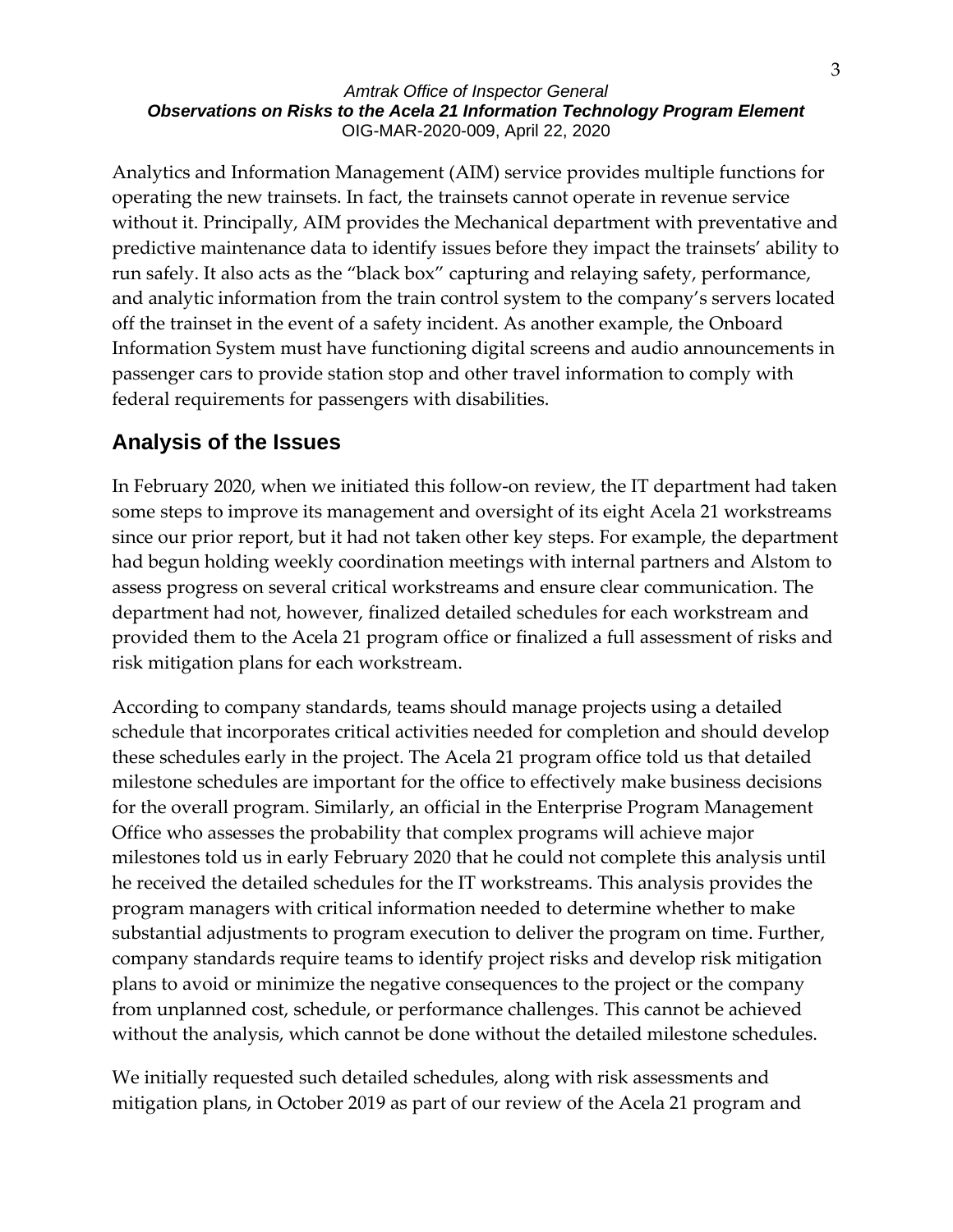Analytics and Information Management (AIM) service provides multiple functions for operating the new trainsets. In fact, the trainsets cannot operate in revenue service without it. Principally, AIM provides the Mechanical department with preventative and predictive maintenance data to identify issues before they impact the trainsets' ability to run safely. It also acts as the "black box" capturing and relaying safety, performance, and analytic information from the train control system to the company's servers located off the trainset in the event of a safety incident. As another example, the Onboard Information System must have functioning digital screens and audio announcements in passenger cars to provide station stop and other travel information to comply with federal requirements for passengers with disabilities.

## Analysis of the Issues

In February 2020, when we initiated this follow-on review, the IT department had taken some steps to improve its management and oversight of its eight Acela 21 workstreams since our prior report, but it had not taken other key steps. For example, the department had begun holding weekly coordination meetings with internal partners and Alstom to assess progress on several critical workstreams and ensure clear communication. The department had not, however, finalized detailed schedules for each workstream and provided them to the Acela 21 program office or finalized a full assessment of risks and risk mitigation plans for each workstream.

According to company standards, teams should manage projects using a detailed schedule that incorporates critical activities needed for completion and should develop these schedules early in the project. The Acela 21 program office told us that detailed milestone schedules are important for the office to effectively make business decisions for the overall program. Similarly, an official in the Enterprise Program Management Office who assesses the probability that complex programs will achieve major milestones told us in early February 2020 that he could not complete this analysis until he received the detailed schedules for the IT workstreams. This analysis provides the program managers with critical information needed to determine whether to make substantial adjustments to program execution to deliver the program on time. Further, company standards require teams to identify project risks and develop risk mitigation plans to avoid or minimize the negative consequences to the project or the company from unplanned cost, schedule, or performance challenges. This cannot be achieved without the analysis, which cannot be done without the detailed milestone schedules.

We initially requested such detailed schedules, along with risk assessments and mitigation plans, in October 2019 as part of our review of the Acela 21 program and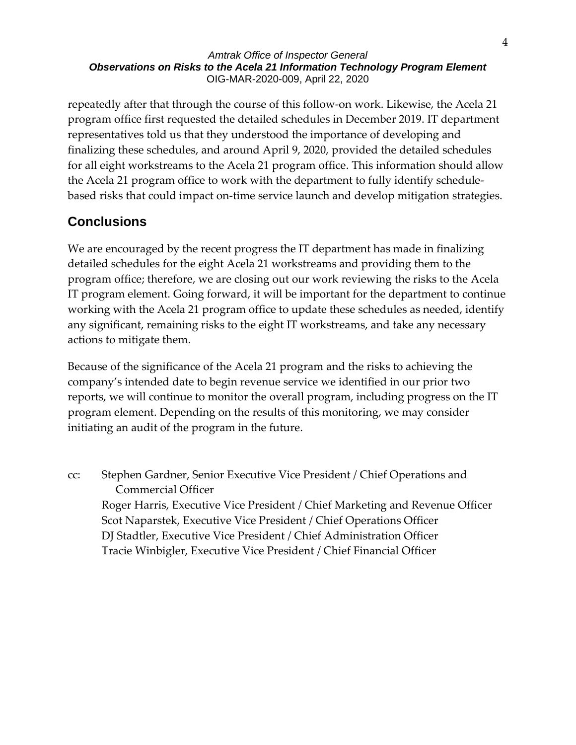repeatedly after that through the course of this follow-on work. Likewise, the Acela 21 program office first requested the detailed schedules in December 2019. IT department representatives told us that they understood the importance of developing and finalizing these schedules, and around April 9, 2020, provided the detailed schedules for all eight workstreams to the Acela 21 program office. This information should allow the Acela 21 program office to work with the department to fully identify schedule-based risks that could impact on-time service launch and develop mitigation strategies.

## Conclusions

We are encouraged by the recent progress the IT department has made in finalizing detailed schedules for the eight Acela 21 workstreams and providing them to the program office; therefore, we are closing out our work reviewing the risks to the Acela IT program element. Going forward, it will be important for the department to continue working with the Acela 21 program office to update these schedules as needed, identify any significant, remaining risks to the eight IT workstreams, and take any necessary actions to mitigate them.

Because of the significance of the Acela 21 program and the risks to achieving the company's intended date to begin revenue service we identified in our prior two reports, we will continue to monitor the overall program, including progress on the IT program element. Depending on the results of this monitoring, we may consider initiating an audit of the program in the future.

cc: Stephen Gardner, Senior Executive Vice President / Chief Operations and Commercial Officer
Roger Harris, Executive Vice President / Chief Marketing and Revenue Officer
Scot Naparstek, Executive Vice President / Chief Operations Officer
DJ Stadtler, Executive Vice President / Chief Administration Officer
Tracie Winbigler, Executive Vice President / Chief Financial Officer